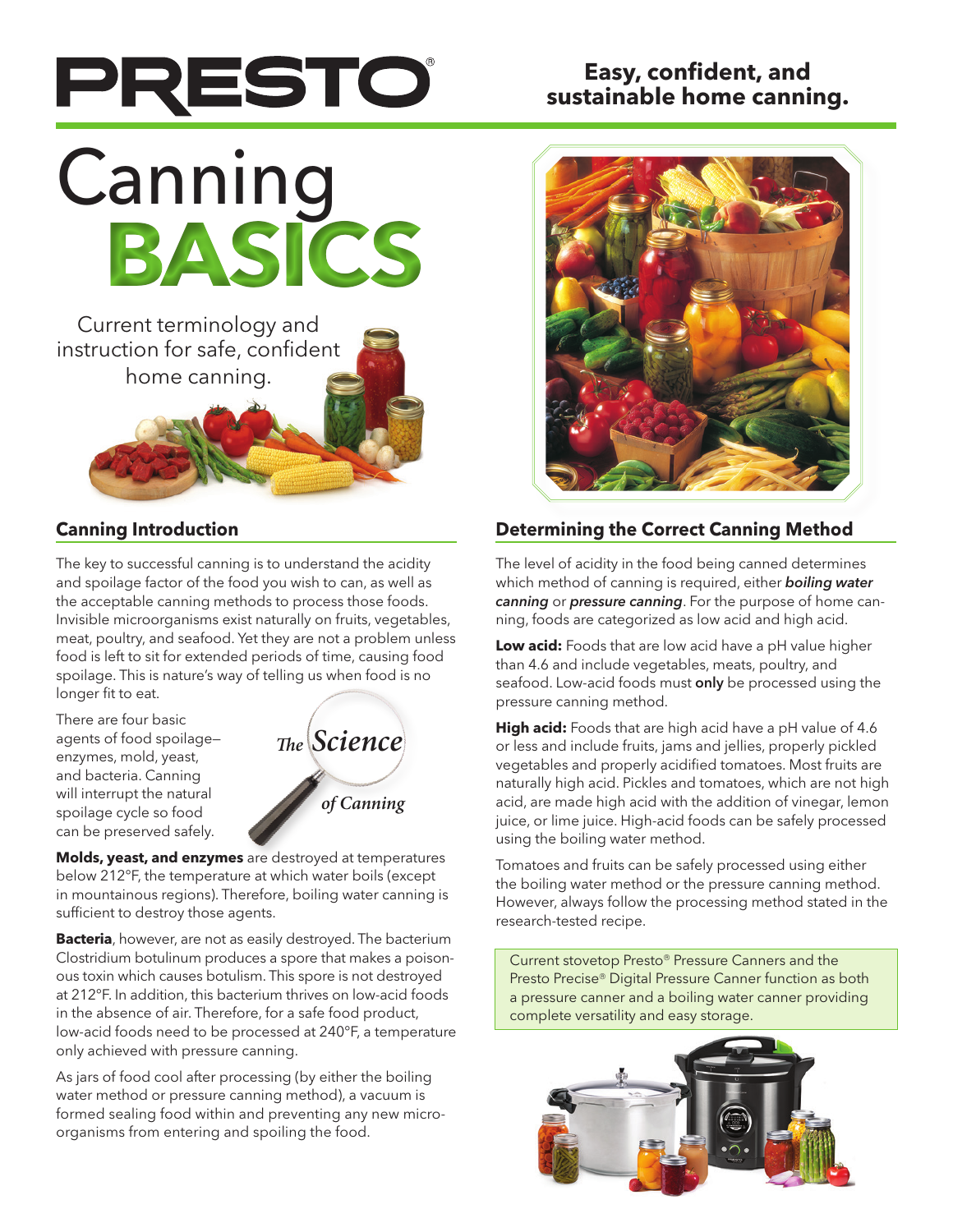# PRESTO®

**Easy, confident, and sustainable home canning.**

# Canning BASICS

Current terminology and instruction for safe, confident home canning.

## Canning Introduction

The key to successful canning is to understand the acidity and spoilage factor of the food you wish to can, as well as the acceptable canning methods to process those foods. Invisible microorganisms exist naturally on fruits, vegetables, meat, poultry, and seafood. Yet they are not a problem unless food is left to sit for extended periods of time, causing food spoilage. This is nature's way of telling us when food is no longer fit to eat.

There are four basic agents of food spoilage—enzymes, mold, yeast, and bacteria. Canning will interrupt the natural spoilage cycle so food can be preserved safely.

*The Science of Canning*

**Molds, yeast, and enzymes** are destroyed at temperatures below 212°F, the temperature at which water boils (except in mountainous regions). Therefore, boiling water canning is sufficient to destroy those agents.

**Bacteria**, however, are not as easily destroyed. The bacterium Clostridium botulinum produces a spore that makes a poisonous toxin which causes botulism. This spore is not destroyed at 212°F. In addition, this bacterium thrives on low-acid foods in the absence of air. Therefore, for a safe food product, low-acid foods need to be processed at 240°F, a temperature only achieved with pressure canning.

As jars of food cool after processing (by either the boiling water method or pressure canning method), a vacuum is formed sealing food within and preventing any new microorganisms from entering and spoiling the food.

## Determining the Correct Canning Method

The level of acidity in the food being canned determines which method of canning is required, either ***boiling water canning*** or ***pressure canning***. For the purpose of home canning, foods are categorized as low acid and high acid.

**Low acid:** Foods that are low acid have a pH value higher than 4.6 and include vegetables, meats, poultry, and seafood. Low-acid foods must **only** be processed using the pressure canning method.

**High acid:** Foods that are high acid have a pH value of 4.6 or less and include fruits, jams and jellies, properly pickled vegetables and properly acidified tomatoes. Most fruits are naturally high acid. Pickles and tomatoes, which are not high acid, are made high acid with the addition of vinegar, lemon juice, or lime juice. High-acid foods can be safely processed using the boiling water method.

Tomatoes and fruits can be safely processed using either the boiling water method or the pressure canning method. However, always follow the processing method stated in the research-tested recipe.

Current stovetop Presto® Pressure Canners and the Presto Precise® Digital Pressure Canner function as both a pressure canner and a boiling water canner providing complete versatility and easy storage.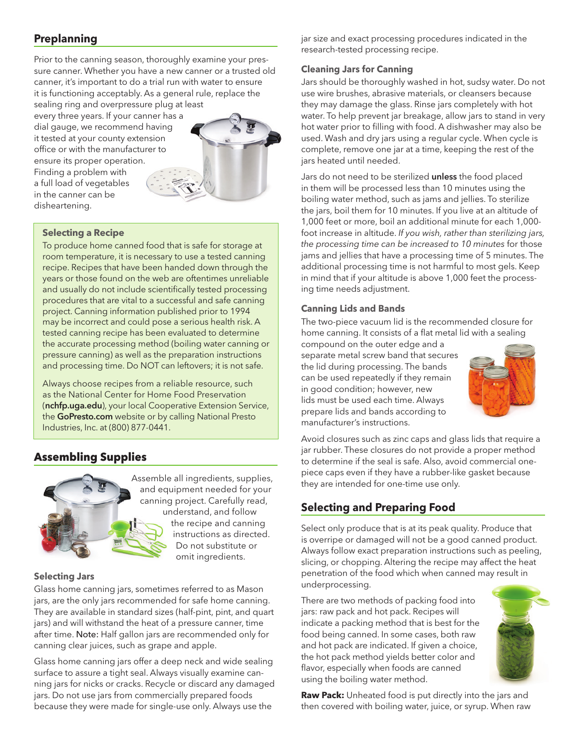## Preplanning

Prior to the canning season, thoroughly examine your pressure canner. Whether you have a new canner or a trusted old canner, it's important to do a trial run with water to ensure it is functioning acceptably. As a general rule, replace the sealing ring and overpressure plug at least every three years. If your canner has a dial gauge, we recommend having it tested at your county extension office or with the manufacturer to ensure its proper operation. Finding a problem with a full load of vegetables in the canner can be disheartening.

### Selecting a Recipe

To produce home canned food that is safe for storage at room temperature, it is necessary to use a tested canning recipe. Recipes that have been handed down through the years or those found on the web are oftentimes unreliable and usually do not include scientifically tested processing procedures that are vital to a successful and safe canning project. Canning information published prior to 1994 may be incorrect and could pose a serious health risk. A tested canning recipe has been evaluated to determine the accurate processing method (boiling water canning or pressure canning) as well as the preparation instructions and processing time. Do NOT can leftovers; it is not safe.

Always choose recipes from a reliable resource, such as the National Center for Home Food Preservation (**nchfp.uga.edu**), your local Cooperative Extension Service, the **GoPresto.com** website or by calling National Presto Industries, Inc. at (800) 877-0441.

## Assembling Supplies

Assemble all ingredients, supplies, and equipment needed for your canning project. Carefully read, understand, and follow the recipe and canning instructions as directed. Do not substitute or omit ingredients.

### Selecting Jars

Glass home canning jars, sometimes referred to as Mason jars, are the only jars recommended for safe home canning. They are available in standard sizes (half-pint, pint, and quart jars) and will withstand the heat of a pressure canner, time after time. **Note:** Half gallon jars are recommended only for canning clear juices, such as grape and apple.

Glass home canning jars offer a deep neck and wide sealing surface to assure a tight seal. Always visually examine canning jars for nicks or cracks. Recycle or discard any damaged jars. Do not use jars from commercially prepared foods because they were made for single-use only. Always use the jar size and exact processing procedures indicated in the research-tested processing recipe.

### Cleaning Jars for Canning

Jars should be thoroughly washed in hot, sudsy water. Do not use wire brushes, abrasive materials, or cleansers because they may damage the glass. Rinse jars completely with hot water. To help prevent jar breakage, allow jars to stand in very hot water prior to filling with food. A dishwasher may also be used. Wash and dry jars using a regular cycle. When cycle is complete, remove one jar at a time, keeping the rest of the jars heated until needed.

Jars do not need to be sterilized **unless** the food placed in them will be processed less than 10 minutes using the boiling water method, such as jams and jellies. To sterilize the jars, boil them for 10 minutes. If you live at an altitude of 1,000 feet or more, boil an additional minute for each 1,000-foot increase in altitude. *If you wish, rather than sterilizing jars, the processing time can be increased to 10 minutes* for those jams and jellies that have a processing time of 5 minutes. The additional processing time is not harmful to most gels. Keep in mind that if your altitude is above 1,000 feet the processing time needs adjustment.

### Canning Lids and Bands

The two-piece vacuum lid is the recommended closure for home canning. It consists of a flat metal lid with a sealing compound on the outer edge and a separate metal screw band that secures the lid during processing. The bands can be used repeatedly if they remain in good condition; however, new lids must be used each time. Always prepare lids and bands according to manufacturer's instructions.

Avoid closures such as zinc caps and glass lids that require a jar rubber. These closures do not provide a proper method to determine if the seal is safe. Also, avoid commercial one-piece caps even if they have a rubber-like gasket because they are intended for one-time use only.

## Selecting and Preparing Food

Select only produce that is at its peak quality. Produce that is overripe or damaged will not be a good canned product. Always follow exact preparation instructions such as peeling, slicing, or chopping. Altering the recipe may affect the heat penetration of the food which when canned may result in underprocessing.

There are two methods of packing food into jars: raw pack and hot pack. Recipes will indicate a packing method that is best for the food being canned. In some cases, both raw and hot pack are indicated. If given a choice, the hot pack method yields better color and flavor, especially when foods are canned using the boiling water method.

**Raw Pack:** Unheated food is put directly into the jars and then covered with boiling water, juice, or syrup. When raw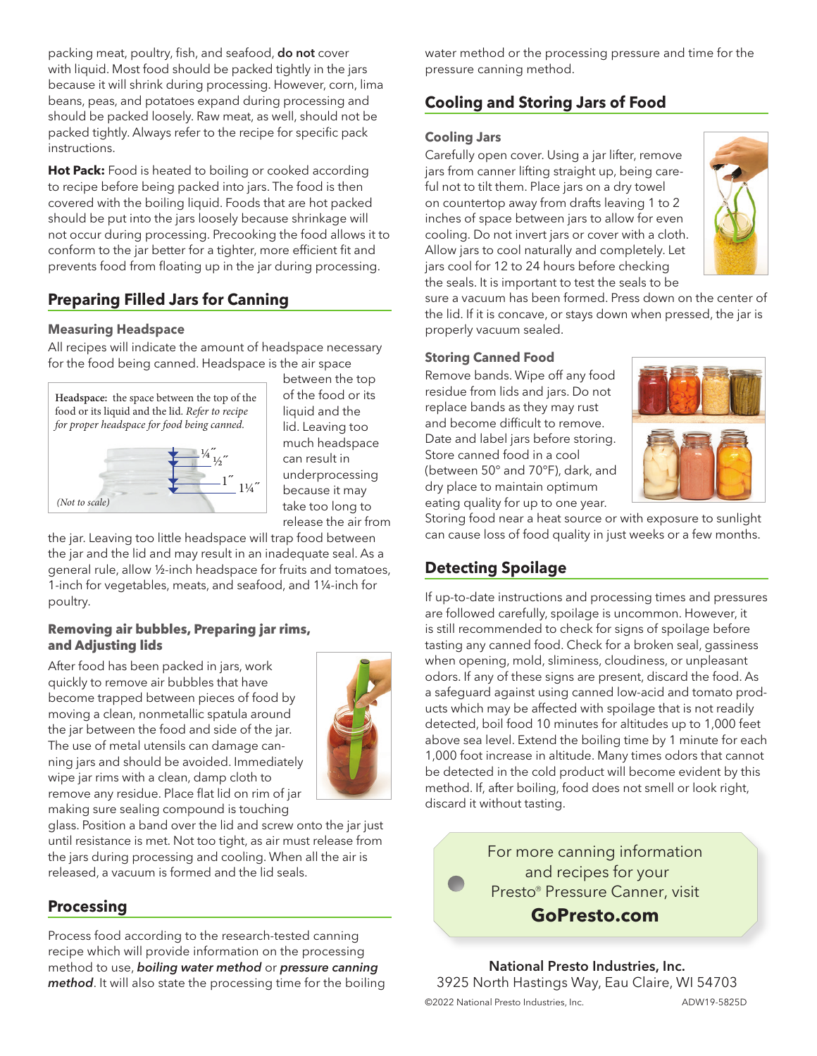packing meat, poultry, fish, and seafood, **do not** cover with liquid. Most food should be packed tightly in the jars because it will shrink during processing. However, corn, lima beans, peas, and potatoes expand during processing and should be packed loosely. Raw meat, as well, should not be packed tightly. Always refer to the recipe for specific pack instructions.

**Hot Pack:** Food is heated to boiling or cooked according to recipe before being packed into jars. The food is then covered with the boiling liquid. Foods that are hot packed should be put into the jars loosely because shrinkage will not occur during processing. Precooking the food allows it to conform to the jar better for a tighter, more efficient fit and prevents food from floating up in the jar during processing.

## Preparing Filled Jars for Canning

### Measuring Headspace

All recipes will indicate the amount of headspace necessary for the food being canned. Headspace is the air space between the top of the food or its liquid and the lid. Leaving too much headspace can result in underprocessing because it may take too long to release the air from the jar. Leaving too little headspace will trap food between the jar and the lid and may result in an inadequate seal. As a general rule, allow ½-inch headspace for fruits and tomatoes, 1-inch for vegetables, meats, and seafood, and 1¼-inch for poultry.

**Headspace:** the space between the top of the food or its liquid and the lid. *Refer to recipe for proper headspace for food being canned.*

¼″
½″
1″
1¼″

*(Not to scale)*

### Removing air bubbles, Preparing jar rims, and Adjusting lids

After food has been packed in jars, work quickly to remove air bubbles that have become trapped between pieces of food by moving a clean, nonmetallic spatula around the jar between the food and side of the jar. The use of metal utensils can damage canning jars and should be avoided. Immediately wipe jar rims with a clean, damp cloth to remove any residue. Place flat lid on rim of jar making sure sealing compound is touching glass. Position a band over the lid and screw onto the jar just until resistance is met. Not too tight, as air must release from the jars during processing and cooling. When all the air is released, a vacuum is formed and the lid seals.

## Processing

Process food according to the research-tested canning recipe which will provide information on the processing method to use, ***boiling water method*** or ***pressure canning method***. It will also state the processing time for the boiling water method or the processing pressure and time for the pressure canning method.

## Cooling and Storing Jars of Food

### Cooling Jars

Carefully open cover. Using a jar lifter, remove jars from canner lifting straight up, being careful not to tilt them. Place jars on a dry towel on countertop away from drafts leaving 1 to 2 inches of space between jars to allow for even cooling. Do not invert jars or cover with a cloth. Allow jars to cool naturally and completely. Let jars cool for 12 to 24 hours before checking the seals. It is important to test the seals to be sure a vacuum has been formed. Press down on the center of the lid. If it is concave, or stays down when pressed, the jar is properly vacuum sealed.

### Storing Canned Food

Remove bands. Wipe off any food residue from lids and jars. Do not replace bands as they may rust and become difficult to remove. Date and label jars before storing. Store canned food in a cool (between 50° and 70°F), dark, and dry place to maintain optimum eating quality for up to one year. Storing food near a heat source or with exposure to sunlight can cause loss of food quality in just weeks or a few months.

## Detecting Spoilage

If up-to-date instructions and processing times and pressures are followed carefully, spoilage is uncommon. However, it is still recommended to check for signs of spoilage before tasting any canned food. Check for a broken seal, gassiness when opening, mold, sliminess, cloudiness, or unpleasant odors. If any of these signs are present, discard the food. As a safeguard against using canned low-acid and tomato products which may be affected with spoilage that is not readily detected, boil food 10 minutes for altitudes up to 1,000 feet above sea level. Extend the boiling time by 1 minute for each 1,000 foot increase in altitude. Many times odors that cannot be detected in the cold product will become evident by this method. If, after boiling, food does not smell or look right, discard it without tasting.

For more canning information and recipes for your Presto® Pressure Canner, visit

**GoPresto.com**

**National Presto Industries, Inc.**
3925 North Hastings Way, Eau Claire, WI 54703

©2022 National Presto Industries, Inc. ADW19-5825D